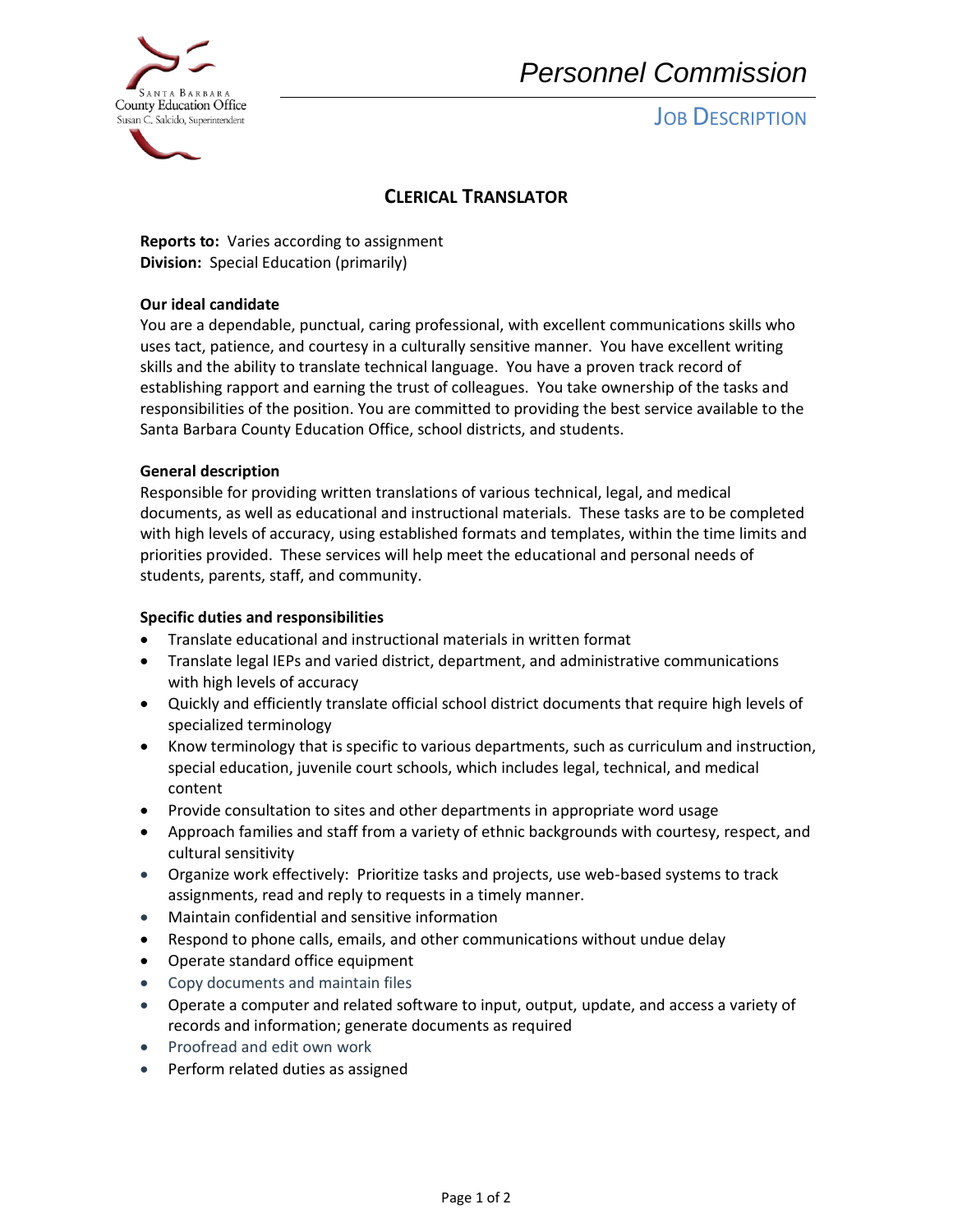Santa Barbara County Education Office
Susan C. Salcido, Superintendent

*Personnel Commission*

JOB DESCRIPTION

# CLERICAL TRANSLATOR

**Reports to:** Varies according to assignment
**Division:** Special Education (primarily)

**Our ideal candidate**

You are a dependable, punctual, caring professional, with excellent communications skills who uses tact, patience, and courtesy in a culturally sensitive manner. You have excellent writing skills and the ability to translate technical language. You have a proven track record of establishing rapport and earning the trust of colleagues. You take ownership of the tasks and responsibilities of the position. You are committed to providing the best service available to the Santa Barbara County Education Office, school districts, and students.

**General description**

Responsible for providing written translations of various technical, legal, and medical documents, as well as educational and instructional materials. These tasks are to be completed with high levels of accuracy, using established formats and templates, within the time limits and priorities provided. These services will help meet the educational and personal needs of students, parents, staff, and community.

**Specific duties and responsibilities**

- Translate educational and instructional materials in written format
- Translate legal IEPs and varied district, department, and administrative communications with high levels of accuracy
- Quickly and efficiently translate official school district documents that require high levels of specialized terminology
- Know terminology that is specific to various departments, such as curriculum and instruction, special education, juvenile court schools, which includes legal, technical, and medical content
- Provide consultation to sites and other departments in appropriate word usage
- Approach families and staff from a variety of ethnic backgrounds with courtesy, respect, and cultural sensitivity
- Organize work effectively: Prioritize tasks and projects, use web-based systems to track assignments, read and reply to requests in a timely manner.
- Maintain confidential and sensitive information
- Respond to phone calls, emails, and other communications without undue delay
- Operate standard office equipment
- Copy documents and maintain files
- Operate a computer and related software to input, output, update, and access a variety of records and information; generate documents as required
- Proofread and edit own work
- Perform related duties as assigned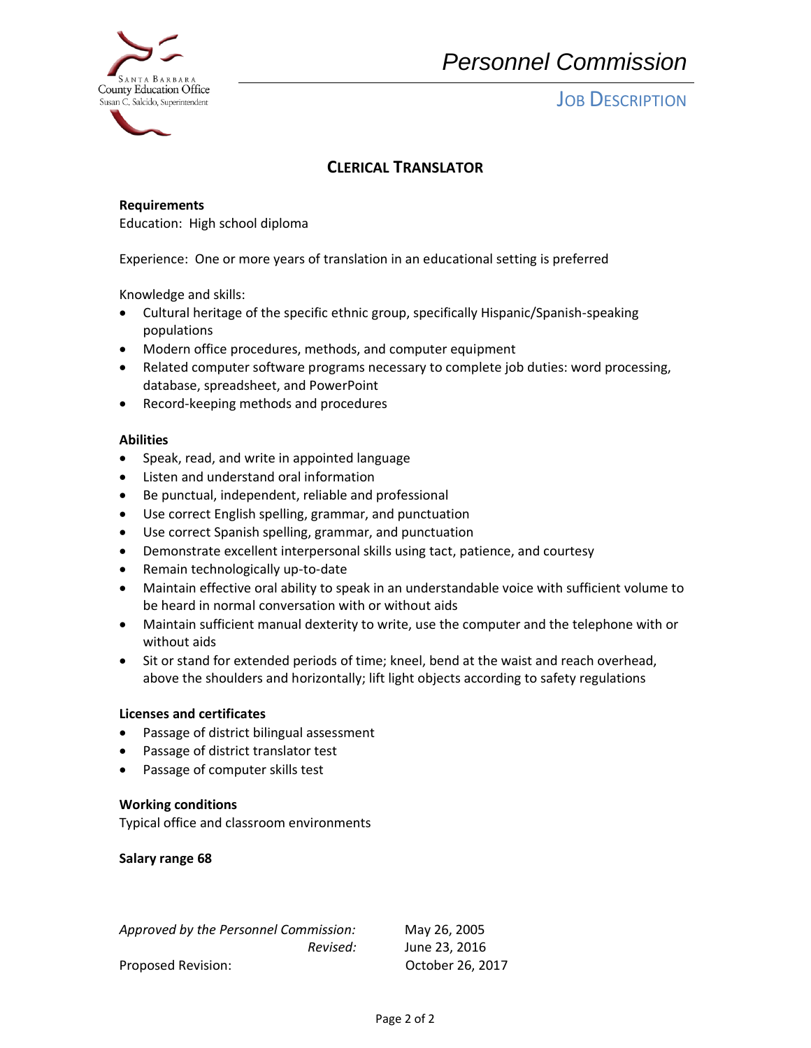# CLERICAL TRANSLATOR

**Requirements**

Education: High school diploma

Experience: One or more years of translation in an educational setting is preferred

Knowledge and skills:

- Cultural heritage of the specific ethnic group, specifically Hispanic/Spanish-speaking populations
- Modern office procedures, methods, and computer equipment
- Related computer software programs necessary to complete job duties: word processing, database, spreadsheet, and PowerPoint
- Record-keeping methods and procedures

**Abilities**

- Speak, read, and write in appointed language
- Listen and understand oral information
- Be punctual, independent, reliable and professional
- Use correct English spelling, grammar, and punctuation
- Use correct Spanish spelling, grammar, and punctuation
- Demonstrate excellent interpersonal skills using tact, patience, and courtesy
- Remain technologically up-to-date
- Maintain effective oral ability to speak in an understandable voice with sufficient volume to be heard in normal conversation with or without aids
- Maintain sufficient manual dexterity to write, use the computer and the telephone with or without aids
- Sit or stand for extended periods of time; kneel, bend at the waist and reach overhead, above the shoulders and horizontally; lift light objects according to safety regulations

**Licenses and certificates**

- Passage of district bilingual assessment
- Passage of district translator test
- Passage of computer skills test

**Working conditions**

Typical office and classroom environments

**Salary range 68**

*Approved by the Personnel Commission:* May 26, 2005
*Revised:* June 23, 2016
Proposed Revision: October 26, 2017